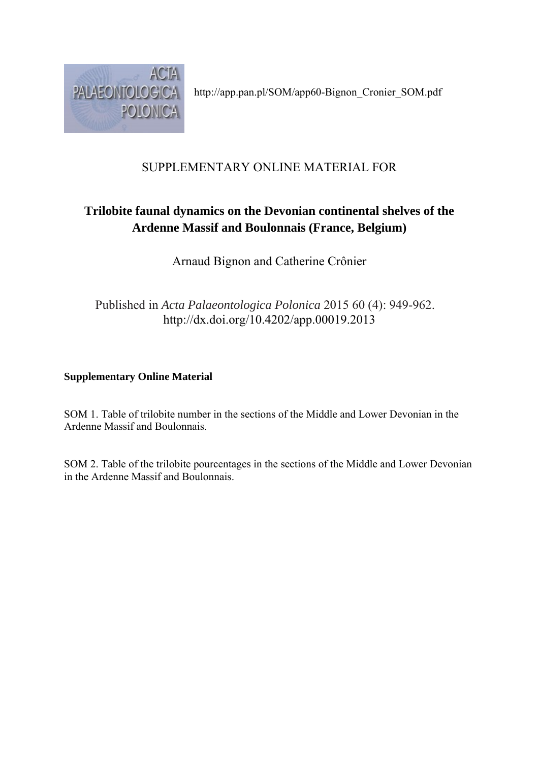http://app.pan.pl/SOM/app60-Bignon_Cronier_SOM.pdf

SUPPLEMENTARY ONLINE MATERIAL FOR

# Trilobite faunal dynamics on the Devonian continental shelves of the Ardenne Massif and Boulonnais (France, Belgium)

Arnaud Bignon and Catherine Crônier

Published in *Acta Palaeontologica Polonica* 2015 60 (4): 949-962.
http://dx.doi.org/10.4202/app.00019.2013

**Supplementary Online Material**

SOM 1. Table of trilobite number in the sections of the Middle and Lower Devonian in the Ardenne Massif and Boulonnais.

SOM 2. Table of the trilobite pourcentages in the sections of the Middle and Lower Devonian in the Ardenne Massif and Boulonnais.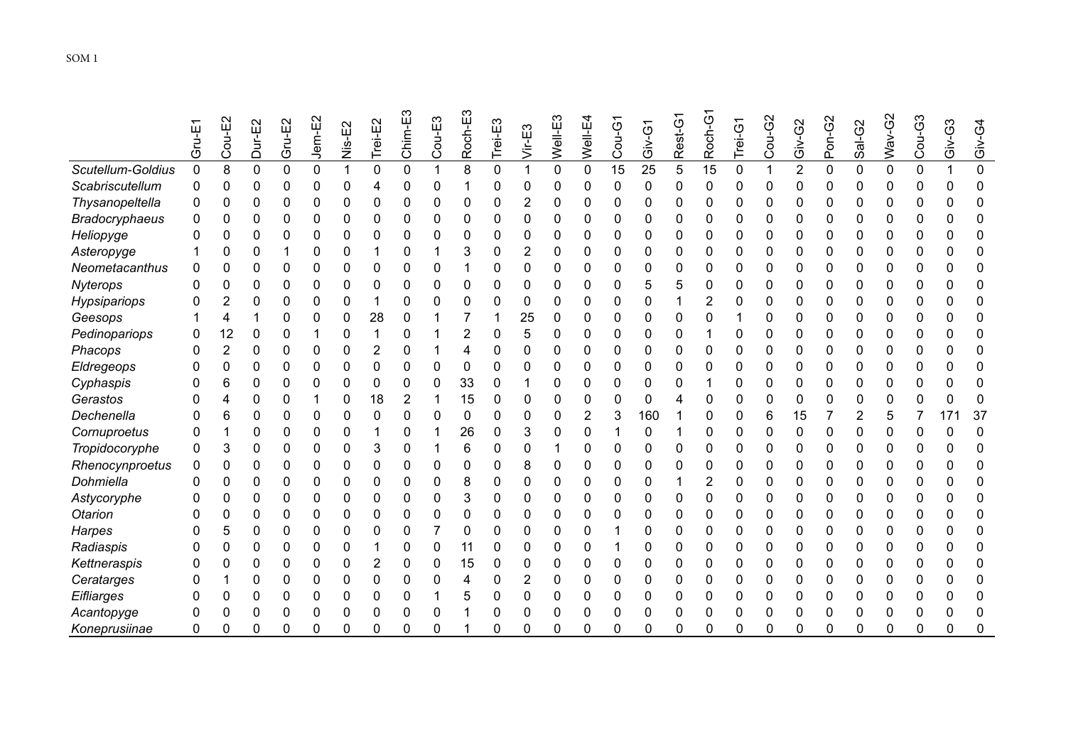SOM 1

| | Gru-E1 | Cou-E2 | Dur-E2 | Gru-E2 | Jem-E2 | Nis-E2 | Trei-E2 | Chim-E3 | Cou-E3 | Roch-E3 | Trei-E3 | Vir-E3 | Well-E3 | Well-E4 | Cou-G1 | Giv-G1 | Rest-G1 | Roch-G1 | Trei-G1 | Cou-G2 | Giv-G2 | Pon-G2 | Sal-G2 | Wav-G2 | Cou-G3 | Giv-G3 | Giv-G4 |
|---|---|---|---|---|---|---|---|---|---|---|---|---|---|---|---|---|---|---|---|---|---|---|---|---|---|---|---|
| *Scutellum-Goldius* | 0 | 8 | 0 | 0 | 0 | 1 | 0 | 0 | 1 | 8 | 0 | 1 | 0 | 0 | 15 | 25 | 5 | 15 | 0 | 1 | 2 | 0 | 0 | 0 | 0 | 1 | 0 |
| *Scabriscutellum* | 0 | 0 | 0 | 0 | 0 | 0 | 4 | 0 | 0 | 1 | 0 | 0 | 0 | 0 | 0 | 0 | 0 | 0 | 0 | 0 | 0 | 0 | 0 | 0 | 0 | 0 | 0 |
| *Thysanopeltella* | 0 | 0 | 0 | 0 | 0 | 0 | 0 | 0 | 0 | 0 | 0 | 2 | 0 | 0 | 0 | 0 | 0 | 0 | 0 | 0 | 0 | 0 | 0 | 0 | 0 | 0 | 0 |
| *Bradocryphaeus* | 0 | 0 | 0 | 0 | 0 | 0 | 0 | 0 | 0 | 0 | 0 | 0 | 0 | 0 | 0 | 0 | 0 | 0 | 0 | 0 | 0 | 0 | 0 | 0 | 0 | 0 | 0 |
| *Heliopyge* | 0 | 0 | 0 | 0 | 0 | 0 | 0 | 0 | 0 | 0 | 0 | 0 | 0 | 0 | 0 | 0 | 0 | 0 | 0 | 0 | 0 | 0 | 0 | 0 | 0 | 0 | 0 |
| *Asteropyge* | 1 | 0 | 0 | 1 | 0 | 0 | 1 | 0 | 1 | 3 | 0 | 2 | 0 | 0 | 0 | 0 | 0 | 0 | 0 | 0 | 0 | 0 | 0 | 0 | 0 | 0 | 0 |
| *Neometacanthus* | 0 | 0 | 0 | 0 | 0 | 0 | 0 | 0 | 0 | 1 | 0 | 0 | 0 | 0 | 0 | 0 | 0 | 0 | 0 | 0 | 0 | 0 | 0 | 0 | 0 | 0 | 0 |
| *Nyterops* | 0 | 0 | 0 | 0 | 0 | 0 | 0 | 0 | 0 | 0 | 0 | 0 | 0 | 0 | 0 | 5 | 5 | 0 | 0 | 0 | 0 | 0 | 0 | 0 | 0 | 0 | 0 |
| *Hypsipariops* | 0 | 2 | 0 | 0 | 0 | 0 | 1 | 0 | 0 | 0 | 0 | 0 | 0 | 0 | 0 | 0 | 1 | 2 | 0 | 0 | 0 | 0 | 0 | 0 | 0 | 0 | 0 |
| *Geesops* | 1 | 4 | 1 | 0 | 0 | 0 | 28 | 0 | 1 | 7 | 1 | 25 | 0 | 0 | 0 | 0 | 0 | 0 | 1 | 0 | 0 | 0 | 0 | 0 | 0 | 0 | 0 |
| *Pedinopariops* | 0 | 12 | 0 | 0 | 1 | 0 | 1 | 0 | 1 | 2 | 0 | 5 | 0 | 0 | 0 | 0 | 0 | 1 | 0 | 0 | 0 | 0 | 0 | 0 | 0 | 0 | 0 |
| *Phacops* | 0 | 2 | 0 | 0 | 0 | 0 | 2 | 0 | 1 | 4 | 0 | 0 | 0 | 0 | 0 | 0 | 0 | 0 | 0 | 0 | 0 | 0 | 0 | 0 | 0 | 0 | 0 |
| *Eldregeops* | 0 | 0 | 0 | 0 | 0 | 0 | 0 | 0 | 0 | 0 | 0 | 0 | 0 | 0 | 0 | 0 | 0 | 0 | 0 | 0 | 0 | 0 | 0 | 0 | 0 | 0 | 0 |
| *Cyphaspis* | 0 | 6 | 0 | 0 | 0 | 0 | 0 | 0 | 0 | 33 | 0 | 1 | 0 | 0 | 0 | 0 | 0 | 1 | 0 | 0 | 0 | 0 | 0 | 0 | 0 | 0 | 0 |
| *Gerastos* | 0 | 4 | 0 | 0 | 1 | 0 | 18 | 2 | 1 | 15 | 0 | 0 | 0 | 0 | 0 | 0 | 4 | 0 | 0 | 0 | 0 | 0 | 0 | 0 | 0 | 0 | 0 |
| *Dechenella* | 0 | 6 | 0 | 0 | 0 | 0 | 0 | 0 | 0 | 0 | 0 | 0 | 0 | 2 | 3 | 160 | 1 | 0 | 0 | 6 | 15 | 7 | 2 | 5 | 7 | 171 | 37 |
| *Cornuproetus* | 0 | 1 | 0 | 0 | 0 | 0 | 1 | 0 | 1 | 26 | 0 | 3 | 0 | 0 | 1 | 0 | 1 | 0 | 0 | 0 | 0 | 0 | 0 | 0 | 0 | 0 | 0 |
| *Tropidocoryphe* | 0 | 3 | 0 | 0 | 0 | 0 | 3 | 0 | 1 | 6 | 0 | 0 | 1 | 0 | 0 | 0 | 0 | 0 | 0 | 0 | 0 | 0 | 0 | 0 | 0 | 0 | 0 |
| *Rhenocynproetus* | 0 | 0 | 0 | 0 | 0 | 0 | 0 | 0 | 0 | 0 | 0 | 8 | 0 | 0 | 0 | 0 | 0 | 0 | 0 | 0 | 0 | 0 | 0 | 0 | 0 | 0 | 0 |
| *Dohmiella* | 0 | 0 | 0 | 0 | 0 | 0 | 0 | 0 | 0 | 8 | 0 | 0 | 0 | 0 | 0 | 0 | 1 | 2 | 0 | 0 | 0 | 0 | 0 | 0 | 0 | 0 | 0 |
| *Astycoryphe* | 0 | 0 | 0 | 0 | 0 | 0 | 0 | 0 | 0 | 3 | 0 | 0 | 0 | 0 | 0 | 0 | 0 | 0 | 0 | 0 | 0 | 0 | 0 | 0 | 0 | 0 | 0 |
| *Otarion* | 0 | 0 | 0 | 0 | 0 | 0 | 0 | 0 | 0 | 0 | 0 | 0 | 0 | 0 | 0 | 0 | 0 | 0 | 0 | 0 | 0 | 0 | 0 | 0 | 0 | 0 | 0 |
| *Harpes* | 0 | 5 | 0 | 0 | 0 | 0 | 0 | 0 | 7 | 0 | 0 | 0 | 0 | 0 | 1 | 0 | 0 | 0 | 0 | 0 | 0 | 0 | 0 | 0 | 0 | 0 | 0 |
| *Radiaspis* | 0 | 0 | 0 | 0 | 0 | 0 | 1 | 0 | 0 | 11 | 0 | 0 | 0 | 0 | 1 | 0 | 0 | 0 | 0 | 0 | 0 | 0 | 0 | 0 | 0 | 0 | 0 |
| *Kettneraspis* | 0 | 0 | 0 | 0 | 0 | 0 | 2 | 0 | 0 | 15 | 0 | 0 | 0 | 0 | 0 | 0 | 0 | 0 | 0 | 0 | 0 | 0 | 0 | 0 | 0 | 0 | 0 |
| *Ceratarges* | 0 | 1 | 0 | 0 | 0 | 0 | 0 | 0 | 0 | 4 | 0 | 2 | 0 | 0 | 0 | 0 | 0 | 0 | 0 | 0 | 0 | 0 | 0 | 0 | 0 | 0 | 0 |
| *Eifliarges* | 0 | 0 | 0 | 0 | 0 | 0 | 0 | 0 | 1 | 5 | 0 | 0 | 0 | 0 | 0 | 0 | 0 | 0 | 0 | 0 | 0 | 0 | 0 | 0 | 0 | 0 | 0 |
| *Acantopyge* | 0 | 0 | 0 | 0 | 0 | 0 | 0 | 0 | 0 | 1 | 0 | 0 | 0 | 0 | 0 | 0 | 0 | 0 | 0 | 0 | 0 | 0 | 0 | 0 | 0 | 0 | 0 |
| *Koneprusiinae* | 0 | 0 | 0 | 0 | 0 | 0 | 0 | 0 | 0 | 1 | 0 | 0 | 0 | 0 | 0 | 0 | 0 | 0 | 0 | 0 | 0 | 0 | 0 | 0 | 0 | 0 | 0 |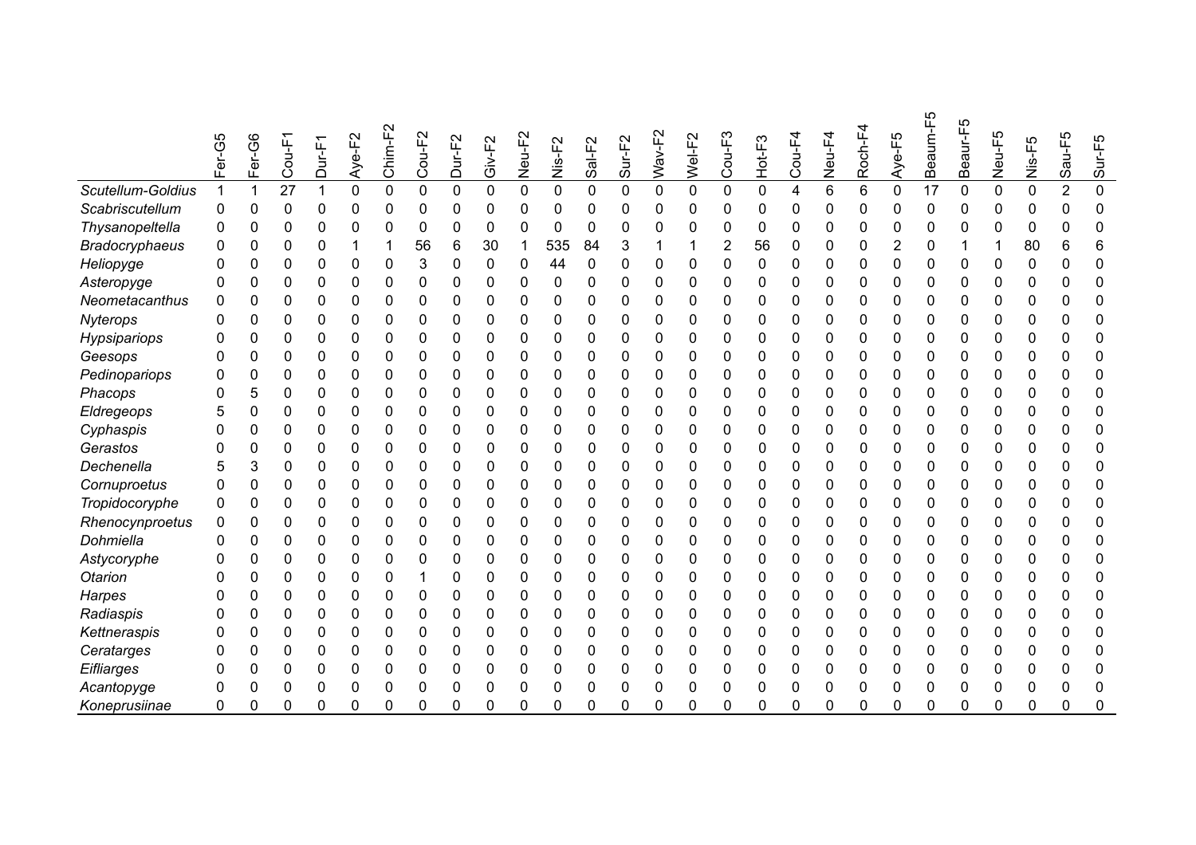| | Fer-G5 | Fer-G6 | Cou-F1 | Dur-F1 | Aye-F2 | Chim-F2 | Cou-F2 | Dur-F2 | Giv-F2 | Neu-F2 | Nis-F2 | Sal-F2 | Sur-F2 | Wav-F2 | Wel-F2 | Cou-F3 | Hot-F3 | Cou-F4 | Neu-F4 | Roch-F4 | Aye-F5 | Beaum-F5 | Beaur-F5 | Neu-F5 | Nis-F5 | Sau-F5 | Sur-F5 |
|---|---|---|---|---|---|---|---|---|---|---|---|---|---|---|---|---|---|---|---|---|---|---|---|---|---|---|---|
| *Scutellum-Goldius* | 1 | 1 | 27 | 1 | 0 | 0 | 0 | 0 | 0 | 0 | 0 | 0 | 0 | 0 | 0 | 0 | 0 | 4 | 6 | 6 | 0 | 17 | 0 | 0 | 0 | 2 | 0 |
| *Scabriscutellum* | 0 | 0 | 0 | 0 | 0 | 0 | 0 | 0 | 0 | 0 | 0 | 0 | 0 | 0 | 0 | 0 | 0 | 0 | 0 | 0 | 0 | 0 | 0 | 0 | 0 | 0 | 0 |
| *Thysanopeltella* | 0 | 0 | 0 | 0 | 0 | 0 | 0 | 0 | 0 | 0 | 0 | 0 | 0 | 0 | 0 | 0 | 0 | 0 | 0 | 0 | 0 | 0 | 0 | 0 | 0 | 0 | 0 |
| *Bradocryphaeus* | 0 | 0 | 0 | 0 | 1 | 1 | 56 | 6 | 30 | 1 | 535 | 84 | 3 | 1 | 1 | 2 | 56 | 0 | 0 | 0 | 2 | 0 | 1 | 1 | 80 | 6 | 6 |
| *Heliopyge* | 0 | 0 | 0 | 0 | 0 | 0 | 3 | 0 | 0 | 0 | 44 | 0 | 0 | 0 | 0 | 0 | 0 | 0 | 0 | 0 | 0 | 0 | 0 | 0 | 0 | 0 | 0 |
| *Asteropyge* | 0 | 0 | 0 | 0 | 0 | 0 | 0 | 0 | 0 | 0 | 0 | 0 | 0 | 0 | 0 | 0 | 0 | 0 | 0 | 0 | 0 | 0 | 0 | 0 | 0 | 0 | 0 |
| *Neometacanthus* | 0 | 0 | 0 | 0 | 0 | 0 | 0 | 0 | 0 | 0 | 0 | 0 | 0 | 0 | 0 | 0 | 0 | 0 | 0 | 0 | 0 | 0 | 0 | 0 | 0 | 0 | 0 |
| *Nyterops* | 0 | 0 | 0 | 0 | 0 | 0 | 0 | 0 | 0 | 0 | 0 | 0 | 0 | 0 | 0 | 0 | 0 | 0 | 0 | 0 | 0 | 0 | 0 | 0 | 0 | 0 | 0 |
| *Hypsipariops* | 0 | 0 | 0 | 0 | 0 | 0 | 0 | 0 | 0 | 0 | 0 | 0 | 0 | 0 | 0 | 0 | 0 | 0 | 0 | 0 | 0 | 0 | 0 | 0 | 0 | 0 | 0 |
| *Geesops* | 0 | 0 | 0 | 0 | 0 | 0 | 0 | 0 | 0 | 0 | 0 | 0 | 0 | 0 | 0 | 0 | 0 | 0 | 0 | 0 | 0 | 0 | 0 | 0 | 0 | 0 | 0 |
| *Pedinopariops* | 0 | 0 | 0 | 0 | 0 | 0 | 0 | 0 | 0 | 0 | 0 | 0 | 0 | 0 | 0 | 0 | 0 | 0 | 0 | 0 | 0 | 0 | 0 | 0 | 0 | 0 | 0 |
| *Phacops* | 0 | 5 | 0 | 0 | 0 | 0 | 0 | 0 | 0 | 0 | 0 | 0 | 0 | 0 | 0 | 0 | 0 | 0 | 0 | 0 | 0 | 0 | 0 | 0 | 0 | 0 | 0 |
| *Eldregeops* | 5 | 0 | 0 | 0 | 0 | 0 | 0 | 0 | 0 | 0 | 0 | 0 | 0 | 0 | 0 | 0 | 0 | 0 | 0 | 0 | 0 | 0 | 0 | 0 | 0 | 0 | 0 |
| *Cyphaspis* | 0 | 0 | 0 | 0 | 0 | 0 | 0 | 0 | 0 | 0 | 0 | 0 | 0 | 0 | 0 | 0 | 0 | 0 | 0 | 0 | 0 | 0 | 0 | 0 | 0 | 0 | 0 |
| *Gerastos* | 0 | 0 | 0 | 0 | 0 | 0 | 0 | 0 | 0 | 0 | 0 | 0 | 0 | 0 | 0 | 0 | 0 | 0 | 0 | 0 | 0 | 0 | 0 | 0 | 0 | 0 | 0 |
| *Dechenella* | 5 | 3 | 0 | 0 | 0 | 0 | 0 | 0 | 0 | 0 | 0 | 0 | 0 | 0 | 0 | 0 | 0 | 0 | 0 | 0 | 0 | 0 | 0 | 0 | 0 | 0 | 0 |
| *Cornuproetus* | 0 | 0 | 0 | 0 | 0 | 0 | 0 | 0 | 0 | 0 | 0 | 0 | 0 | 0 | 0 | 0 | 0 | 0 | 0 | 0 | 0 | 0 | 0 | 0 | 0 | 0 | 0 |
| *Tropidocoryphe* | 0 | 0 | 0 | 0 | 0 | 0 | 0 | 0 | 0 | 0 | 0 | 0 | 0 | 0 | 0 | 0 | 0 | 0 | 0 | 0 | 0 | 0 | 0 | 0 | 0 | 0 | 0 |
| *Rhenocynproetus* | 0 | 0 | 0 | 0 | 0 | 0 | 0 | 0 | 0 | 0 | 0 | 0 | 0 | 0 | 0 | 0 | 0 | 0 | 0 | 0 | 0 | 0 | 0 | 0 | 0 | 0 | 0 |
| *Dohmiella* | 0 | 0 | 0 | 0 | 0 | 0 | 0 | 0 | 0 | 0 | 0 | 0 | 0 | 0 | 0 | 0 | 0 | 0 | 0 | 0 | 0 | 0 | 0 | 0 | 0 | 0 | 0 |
| *Astycoryphe* | 0 | 0 | 0 | 0 | 0 | 0 | 0 | 0 | 0 | 0 | 0 | 0 | 0 | 0 | 0 | 0 | 0 | 0 | 0 | 0 | 0 | 0 | 0 | 0 | 0 | 0 | 0 |
| *Otarion* | 0 | 0 | 0 | 0 | 0 | 0 | 1 | 0 | 0 | 0 | 0 | 0 | 0 | 0 | 0 | 0 | 0 | 0 | 0 | 0 | 0 | 0 | 0 | 0 | 0 | 0 | 0 |
| *Harpes* | 0 | 0 | 0 | 0 | 0 | 0 | 0 | 0 | 0 | 0 | 0 | 0 | 0 | 0 | 0 | 0 | 0 | 0 | 0 | 0 | 0 | 0 | 0 | 0 | 0 | 0 | 0 |
| *Radiaspis* | 0 | 0 | 0 | 0 | 0 | 0 | 0 | 0 | 0 | 0 | 0 | 0 | 0 | 0 | 0 | 0 | 0 | 0 | 0 | 0 | 0 | 0 | 0 | 0 | 0 | 0 | 0 |
| *Kettneraspis* | 0 | 0 | 0 | 0 | 0 | 0 | 0 | 0 | 0 | 0 | 0 | 0 | 0 | 0 | 0 | 0 | 0 | 0 | 0 | 0 | 0 | 0 | 0 | 0 | 0 | 0 | 0 |
| *Ceratarges* | 0 | 0 | 0 | 0 | 0 | 0 | 0 | 0 | 0 | 0 | 0 | 0 | 0 | 0 | 0 | 0 | 0 | 0 | 0 | 0 | 0 | 0 | 0 | 0 | 0 | 0 | 0 |
| *Eifliarges* | 0 | 0 | 0 | 0 | 0 | 0 | 0 | 0 | 0 | 0 | 0 | 0 | 0 | 0 | 0 | 0 | 0 | 0 | 0 | 0 | 0 | 0 | 0 | 0 | 0 | 0 | 0 |
| *Acantopyge* | 0 | 0 | 0 | 0 | 0 | 0 | 0 | 0 | 0 | 0 | 0 | 0 | 0 | 0 | 0 | 0 | 0 | 0 | 0 | 0 | 0 | 0 | 0 | 0 | 0 | 0 | 0 |
| *Koneprusiinae* | 0 | 0 | 0 | 0 | 0 | 0 | 0 | 0 | 0 | 0 | 0 | 0 | 0 | 0 | 0 | 0 | 0 | 0 | 0 | 0 | 0 | 0 | 0 | 0 | 0 | 0 | 0 |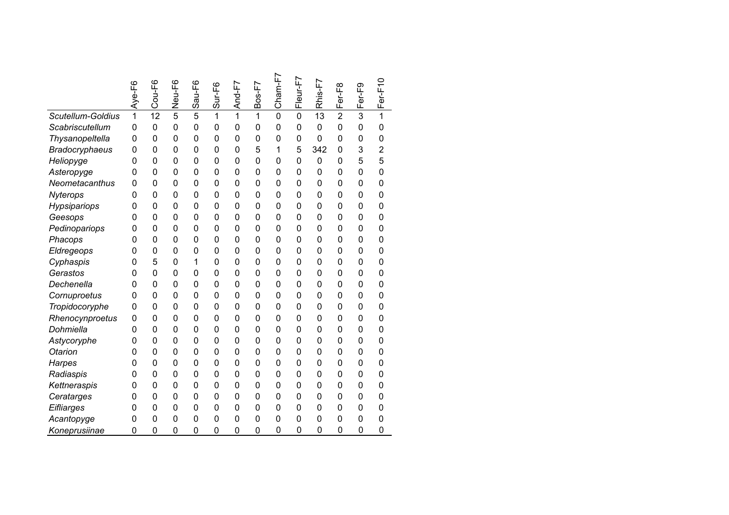| | Aye-F6 | Cou-F6 | Neu-F6 | Sau-F6 | Sur-F6 | And-F7 | Bos-F7 | Cham-F7 | Fleur-F7 | Rhis-F7 | Fer-F8 | Fer-F9 | Fer-F10 |
|---|---|---|---|---|---|---|---|---|---|---|---|---|---|
| *Scutellum-Goldius* | 1 | 12 | 5 | 5 | 1 | 1 | 1 | 0 | 0 | 13 | 2 | 3 | 1 |
| *Scabriscutellum* | 0 | 0 | 0 | 0 | 0 | 0 | 0 | 0 | 0 | 0 | 0 | 0 | 0 |
| *Thysanopeltella* | 0 | 0 | 0 | 0 | 0 | 0 | 0 | 0 | 0 | 0 | 0 | 0 | 0 |
| *Bradocryphaeus* | 0 | 0 | 0 | 0 | 0 | 0 | 5 | 1 | 5 | 342 | 0 | 3 | 2 |
| *Heliopyge* | 0 | 0 | 0 | 0 | 0 | 0 | 0 | 0 | 0 | 0 | 0 | 5 | 5 |
| *Asteropyge* | 0 | 0 | 0 | 0 | 0 | 0 | 0 | 0 | 0 | 0 | 0 | 0 | 0 |
| *Neometacanthus* | 0 | 0 | 0 | 0 | 0 | 0 | 0 | 0 | 0 | 0 | 0 | 0 | 0 |
| *Nyterops* | 0 | 0 | 0 | 0 | 0 | 0 | 0 | 0 | 0 | 0 | 0 | 0 | 0 |
| *Hypsipariops* | 0 | 0 | 0 | 0 | 0 | 0 | 0 | 0 | 0 | 0 | 0 | 0 | 0 |
| *Geesops* | 0 | 0 | 0 | 0 | 0 | 0 | 0 | 0 | 0 | 0 | 0 | 0 | 0 |
| *Pedinopariops* | 0 | 0 | 0 | 0 | 0 | 0 | 0 | 0 | 0 | 0 | 0 | 0 | 0 |
| *Phacops* | 0 | 0 | 0 | 0 | 0 | 0 | 0 | 0 | 0 | 0 | 0 | 0 | 0 |
| *Eldregeops* | 0 | 0 | 0 | 0 | 0 | 0 | 0 | 0 | 0 | 0 | 0 | 0 | 0 |
| *Cyphaspis* | 0 | 5 | 0 | 1 | 0 | 0 | 0 | 0 | 0 | 0 | 0 | 0 | 0 |
| *Gerastos* | 0 | 0 | 0 | 0 | 0 | 0 | 0 | 0 | 0 | 0 | 0 | 0 | 0 |
| *Dechenella* | 0 | 0 | 0 | 0 | 0 | 0 | 0 | 0 | 0 | 0 | 0 | 0 | 0 |
| *Cornuproetus* | 0 | 0 | 0 | 0 | 0 | 0 | 0 | 0 | 0 | 0 | 0 | 0 | 0 |
| *Tropidocoryphe* | 0 | 0 | 0 | 0 | 0 | 0 | 0 | 0 | 0 | 0 | 0 | 0 | 0 |
| *Rhenocynproetus* | 0 | 0 | 0 | 0 | 0 | 0 | 0 | 0 | 0 | 0 | 0 | 0 | 0 |
| *Dohmiella* | 0 | 0 | 0 | 0 | 0 | 0 | 0 | 0 | 0 | 0 | 0 | 0 | 0 |
| *Astycoryphe* | 0 | 0 | 0 | 0 | 0 | 0 | 0 | 0 | 0 | 0 | 0 | 0 | 0 |
| *Otarion* | 0 | 0 | 0 | 0 | 0 | 0 | 0 | 0 | 0 | 0 | 0 | 0 | 0 |
| *Harpes* | 0 | 0 | 0 | 0 | 0 | 0 | 0 | 0 | 0 | 0 | 0 | 0 | 0 |
| *Radiaspis* | 0 | 0 | 0 | 0 | 0 | 0 | 0 | 0 | 0 | 0 | 0 | 0 | 0 |
| *Kettneraspis* | 0 | 0 | 0 | 0 | 0 | 0 | 0 | 0 | 0 | 0 | 0 | 0 | 0 |
| *Ceratarges* | 0 | 0 | 0 | 0 | 0 | 0 | 0 | 0 | 0 | 0 | 0 | 0 | 0 |
| *Eifliarges* | 0 | 0 | 0 | 0 | 0 | 0 | 0 | 0 | 0 | 0 | 0 | 0 | 0 |
| *Acantopyge* | 0 | 0 | 0 | 0 | 0 | 0 | 0 | 0 | 0 | 0 | 0 | 0 | 0 |
| *Koneprusiinae* | 0 | 0 | 0 | 0 | 0 | 0 | 0 | 0 | 0 | 0 | 0 | 0 | 0 |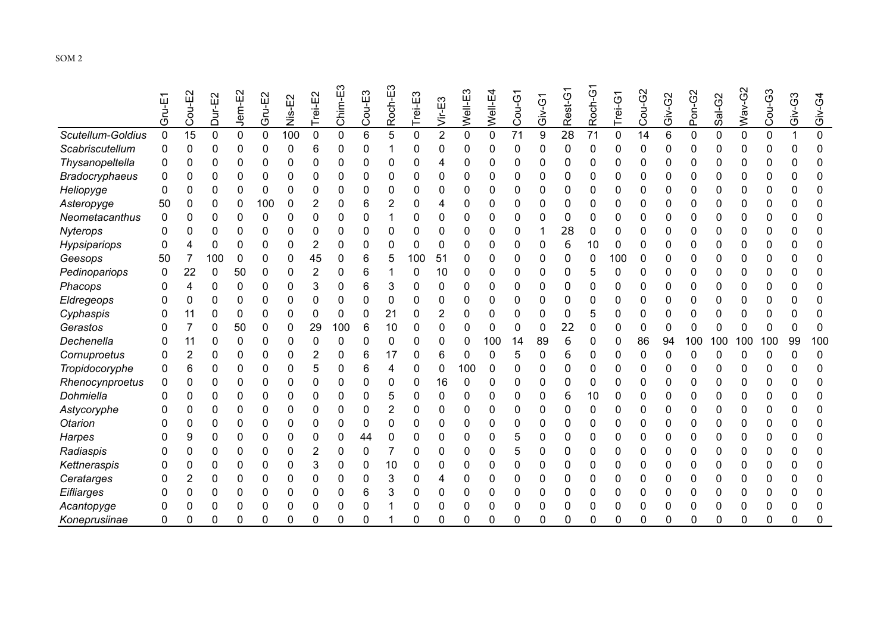SOM 2

| | Gru-E1 | Cou-E2 | Dur-E2 | Jem-E2 | Gru-E2 | Nis-E2 | Trei-E2 | Chim-E3 | Cou-E3 | Roch-E3 | Trei-E3 | Vir-E3 | Well-E3 | Well-E4 | Cou-G1 | Giv-G1 | Rest-G1 | Roch-G1 | Trei-G1 | Cou-G2 | Giv-G2 | Pon-G2 | Sal-G2 | Wav-G2 | Cou-G3 | Giv-G3 | Giv-G4 |
|---|---|---|---|---|---|---|---|---|---|---|---|---|---|---|---|---|---|---|---|---|---|---|---|---|---|---|---|
| *Scutellum-Goldius* | 0 | 15 | 0 | 0 | 0 | 100 | 0 | 0 | 6 | 5 | 0 | 2 | 0 | 0 | 71 | 9 | 28 | 71 | 0 | 14 | 6 | 0 | 0 | 0 | 0 | 1 | 0 |
| *Scabriscutellum* | 0 | 0 | 0 | 0 | 0 | 0 | 6 | 0 | 0 | 1 | 0 | 0 | 0 | 0 | 0 | 0 | 0 | 0 | 0 | 0 | 0 | 0 | 0 | 0 | 0 | 0 | 0 |
| *Thysanopeltella* | 0 | 0 | 0 | 0 | 0 | 0 | 0 | 0 | 0 | 0 | 0 | 4 | 0 | 0 | 0 | 0 | 0 | 0 | 0 | 0 | 0 | 0 | 0 | 0 | 0 | 0 | 0 |
| *Bradocryphaeus* | 0 | 0 | 0 | 0 | 0 | 0 | 0 | 0 | 0 | 0 | 0 | 0 | 0 | 0 | 0 | 0 | 0 | 0 | 0 | 0 | 0 | 0 | 0 | 0 | 0 | 0 | 0 |
| *Heliopyge* | 0 | 0 | 0 | 0 | 0 | 0 | 0 | 0 | 0 | 0 | 0 | 0 | 0 | 0 | 0 | 0 | 0 | 0 | 0 | 0 | 0 | 0 | 0 | 0 | 0 | 0 | 0 |
| *Asteropyge* | 50 | 0 | 0 | 0 | 100 | 0 | 2 | 0 | 6 | 2 | 0 | 4 | 0 | 0 | 0 | 0 | 0 | 0 | 0 | 0 | 0 | 0 | 0 | 0 | 0 | 0 | 0 |
| *Neometacanthus* | 0 | 0 | 0 | 0 | 0 | 0 | 0 | 0 | 0 | 1 | 0 | 0 | 0 | 0 | 0 | 0 | 0 | 0 | 0 | 0 | 0 | 0 | 0 | 0 | 0 | 0 | 0 |
| *Nyterops* | 0 | 0 | 0 | 0 | 0 | 0 | 0 | 0 | 0 | 0 | 0 | 0 | 0 | 0 | 0 | 1 | 28 | 0 | 0 | 0 | 0 | 0 | 0 | 0 | 0 | 0 | 0 |
| *Hypsipariops* | 0 | 4 | 0 | 0 | 0 | 0 | 2 | 0 | 0 | 0 | 0 | 0 | 0 | 0 | 0 | 0 | 6 | 10 | 0 | 0 | 0 | 0 | 0 | 0 | 0 | 0 | 0 |
| *Geesops* | 50 | 7 | 100 | 0 | 0 | 0 | 45 | 0 | 6 | 5 | 100 | 51 | 0 | 0 | 0 | 0 | 0 | 0 | 100 | 0 | 0 | 0 | 0 | 0 | 0 | 0 | 0 |
| *Pedinopariops* | 0 | 22 | 0 | 50 | 0 | 0 | 2 | 0 | 6 | 1 | 0 | 10 | 0 | 0 | 0 | 0 | 0 | 5 | 0 | 0 | 0 | 0 | 0 | 0 | 0 | 0 | 0 |
| *Phacops* | 0 | 4 | 0 | 0 | 0 | 0 | 3 | 0 | 6 | 3 | 0 | 0 | 0 | 0 | 0 | 0 | 0 | 0 | 0 | 0 | 0 | 0 | 0 | 0 | 0 | 0 | 0 |
| *Eldregeops* | 0 | 0 | 0 | 0 | 0 | 0 | 0 | 0 | 0 | 0 | 0 | 0 | 0 | 0 | 0 | 0 | 0 | 0 | 0 | 0 | 0 | 0 | 0 | 0 | 0 | 0 | 0 |
| *Cyphaspis* | 0 | 11 | 0 | 0 | 0 | 0 | 0 | 0 | 0 | 21 | 0 | 2 | 0 | 0 | 0 | 0 | 0 | 5 | 0 | 0 | 0 | 0 | 0 | 0 | 0 | 0 | 0 |
| *Gerastos* | 0 | 7 | 0 | 50 | 0 | 0 | 29 | 100 | 6 | 10 | 0 | 0 | 0 | 0 | 0 | 0 | 22 | 0 | 0 | 0 | 0 | 0 | 0 | 0 | 0 | 0 | 0 |
| *Dechenella* | 0 | 11 | 0 | 0 | 0 | 0 | 0 | 0 | 0 | 0 | 0 | 0 | 0 | 100 | 14 | 89 | 6 | 0 | 0 | 86 | 94 | 100 | 100 | 100 | 100 | 99 | 100 |
| *Cornuproetus* | 0 | 2 | 0 | 0 | 0 | 0 | 2 | 0 | 6 | 17 | 0 | 6 | 0 | 0 | 5 | 0 | 6 | 0 | 0 | 0 | 0 | 0 | 0 | 0 | 0 | 0 | 0 |
| *Tropidocoryphe* | 0 | 6 | 0 | 0 | 0 | 0 | 5 | 0 | 6 | 4 | 0 | 0 | 100 | 0 | 0 | 0 | 0 | 0 | 0 | 0 | 0 | 0 | 0 | 0 | 0 | 0 | 0 |
| *Rhenocynproetus* | 0 | 0 | 0 | 0 | 0 | 0 | 0 | 0 | 0 | 0 | 0 | 16 | 0 | 0 | 0 | 0 | 0 | 0 | 0 | 0 | 0 | 0 | 0 | 0 | 0 | 0 | 0 |
| *Dohmiella* | 0 | 0 | 0 | 0 | 0 | 0 | 0 | 0 | 0 | 5 | 0 | 0 | 0 | 0 | 0 | 0 | 6 | 10 | 0 | 0 | 0 | 0 | 0 | 0 | 0 | 0 | 0 |
| *Astycoryphe* | 0 | 0 | 0 | 0 | 0 | 0 | 0 | 0 | 0 | 2 | 0 | 0 | 0 | 0 | 0 | 0 | 0 | 0 | 0 | 0 | 0 | 0 | 0 | 0 | 0 | 0 | 0 |
| *Otarion* | 0 | 0 | 0 | 0 | 0 | 0 | 0 | 0 | 0 | 0 | 0 | 0 | 0 | 0 | 0 | 0 | 0 | 0 | 0 | 0 | 0 | 0 | 0 | 0 | 0 | 0 | 0 |
| *Harpes* | 0 | 9 | 0 | 0 | 0 | 0 | 0 | 0 | 44 | 0 | 0 | 0 | 0 | 0 | 5 | 0 | 0 | 0 | 0 | 0 | 0 | 0 | 0 | 0 | 0 | 0 | 0 |
| *Radiaspis* | 0 | 0 | 0 | 0 | 0 | 0 | 2 | 0 | 0 | 7 | 0 | 0 | 0 | 0 | 5 | 0 | 0 | 0 | 0 | 0 | 0 | 0 | 0 | 0 | 0 | 0 | 0 |
| *Kettneraspis* | 0 | 0 | 0 | 0 | 0 | 0 | 3 | 0 | 0 | 10 | 0 | 0 | 0 | 0 | 0 | 0 | 0 | 0 | 0 | 0 | 0 | 0 | 0 | 0 | 0 | 0 | 0 |
| *Ceratarges* | 0 | 2 | 0 | 0 | 0 | 0 | 0 | 0 | 0 | 3 | 0 | 4 | 0 | 0 | 0 | 0 | 0 | 0 | 0 | 0 | 0 | 0 | 0 | 0 | 0 | 0 | 0 |
| *Eifliarges* | 0 | 0 | 0 | 0 | 0 | 0 | 0 | 0 | 6 | 3 | 0 | 0 | 0 | 0 | 0 | 0 | 0 | 0 | 0 | 0 | 0 | 0 | 0 | 0 | 0 | 0 | 0 |
| *Acantopyge* | 0 | 0 | 0 | 0 | 0 | 0 | 0 | 0 | 0 | 1 | 0 | 0 | 0 | 0 | 0 | 0 | 0 | 0 | 0 | 0 | 0 | 0 | 0 | 0 | 0 | 0 | 0 |
| *Koneprusiinae* | 0 | 0 | 0 | 0 | 0 | 0 | 0 | 0 | 0 | 1 | 0 | 0 | 0 | 0 | 0 | 0 | 0 | 0 | 0 | 0 | 0 | 0 | 0 | 0 | 0 | 0 | 0 |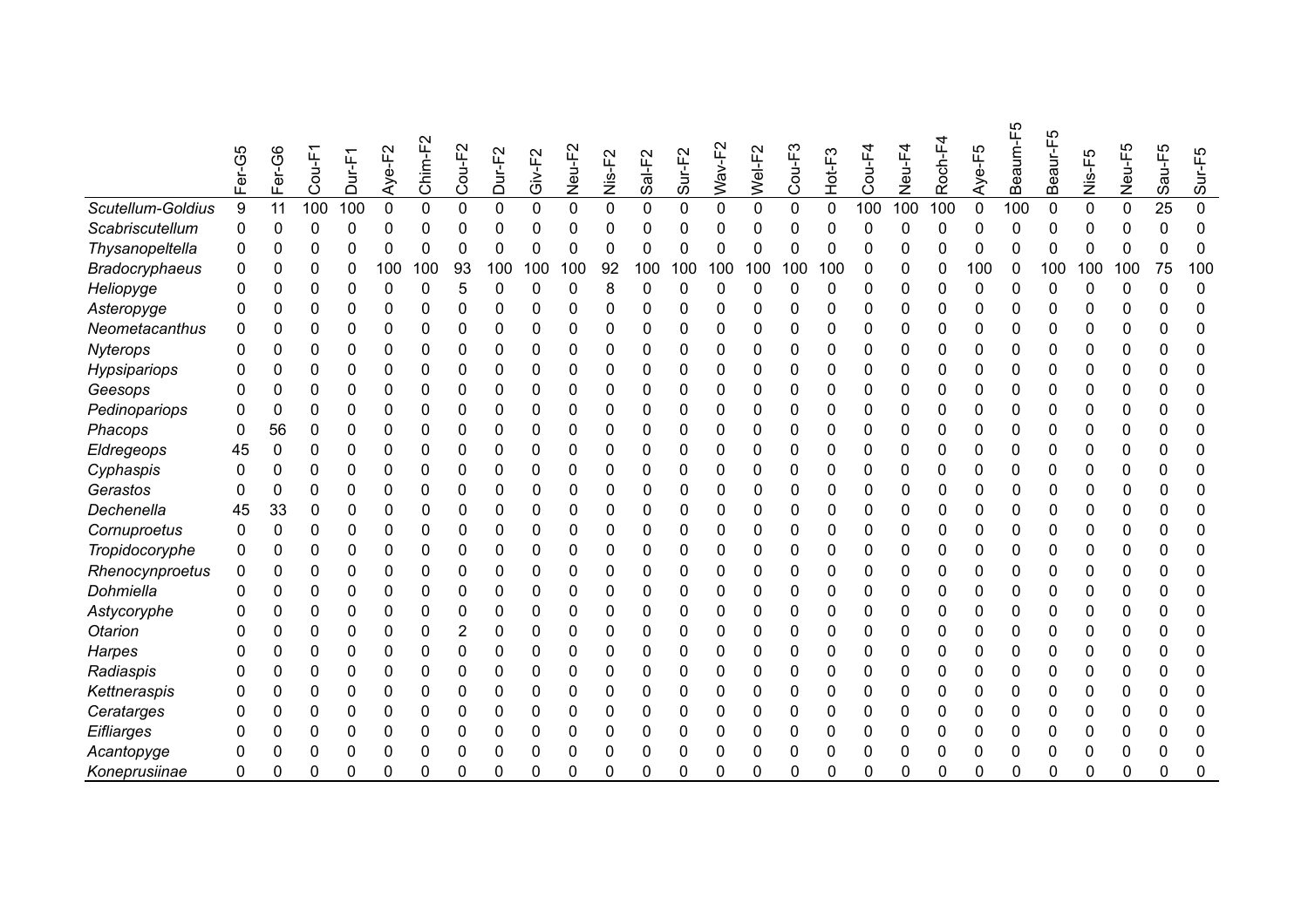| | Fer-G5 | Fer-G6 | Cou-F1 | Dur-F1 | Aye-F2 | Chim-F2 | Cou-F2 | Dur-F2 | Giv-F2 | Neu-F2 | Nis-F2 | Sal-F2 | Sur-F2 | Wav-F2 | Wel-F2 | Cou-F3 | Hot-F3 | Cou-F4 | Neu-F4 | Roch-F4 | Aye-F5 | Beaum-F5 | Beaur-F5 | Nis-F5 | Neu-F5 | Sau-F5 | Sur-F5 |
|---|---|---|---|---|---|---|---|---|---|---|---|---|---|---|---|---|---|---|---|---|---|---|---|---|---|---|---|
| *Scutellum-Goldius* | 9 | 11 | 100 | 100 | 0 | 0 | 0 | 0 | 0 | 0 | 0 | 0 | 0 | 0 | 0 | 0 | 0 | 100 | 100 | 100 | 0 | 100 | 0 | 0 | 0 | 25 | 0 |
| *Scabriscutellum* | 0 | 0 | 0 | 0 | 0 | 0 | 0 | 0 | 0 | 0 | 0 | 0 | 0 | 0 | 0 | 0 | 0 | 0 | 0 | 0 | 0 | 0 | 0 | 0 | 0 | 0 | 0 |
| *Thysanopeltella* | 0 | 0 | 0 | 0 | 0 | 0 | 0 | 0 | 0 | 0 | 0 | 0 | 0 | 0 | 0 | 0 | 0 | 0 | 0 | 0 | 0 | 0 | 0 | 0 | 0 | 0 | 0 |
| *Bradocryphaeus* | 0 | 0 | 0 | 0 | 100 | 100 | 93 | 100 | 100 | 100 | 92 | 100 | 100 | 100 | 100 | 100 | 100 | 0 | 0 | 0 | 100 | 0 | 100 | 100 | 100 | 75 | 100 |
| *Heliopyge* | 0 | 0 | 0 | 0 | 0 | 0 | 5 | 0 | 0 | 0 | 8 | 0 | 0 | 0 | 0 | 0 | 0 | 0 | 0 | 0 | 0 | 0 | 0 | 0 | 0 | 0 | 0 |
| *Asteropyge* | 0 | 0 | 0 | 0 | 0 | 0 | 0 | 0 | 0 | 0 | 0 | 0 | 0 | 0 | 0 | 0 | 0 | 0 | 0 | 0 | 0 | 0 | 0 | 0 | 0 | 0 | 0 |
| *Neometacanthus* | 0 | 0 | 0 | 0 | 0 | 0 | 0 | 0 | 0 | 0 | 0 | 0 | 0 | 0 | 0 | 0 | 0 | 0 | 0 | 0 | 0 | 0 | 0 | 0 | 0 | 0 | 0 |
| *Nyterops* | 0 | 0 | 0 | 0 | 0 | 0 | 0 | 0 | 0 | 0 | 0 | 0 | 0 | 0 | 0 | 0 | 0 | 0 | 0 | 0 | 0 | 0 | 0 | 0 | 0 | 0 | 0 |
| *Hypsipariops* | 0 | 0 | 0 | 0 | 0 | 0 | 0 | 0 | 0 | 0 | 0 | 0 | 0 | 0 | 0 | 0 | 0 | 0 | 0 | 0 | 0 | 0 | 0 | 0 | 0 | 0 | 0 |
| *Geesops* | 0 | 0 | 0 | 0 | 0 | 0 | 0 | 0 | 0 | 0 | 0 | 0 | 0 | 0 | 0 | 0 | 0 | 0 | 0 | 0 | 0 | 0 | 0 | 0 | 0 | 0 | 0 |
| *Pedinopariops* | 0 | 0 | 0 | 0 | 0 | 0 | 0 | 0 | 0 | 0 | 0 | 0 | 0 | 0 | 0 | 0 | 0 | 0 | 0 | 0 | 0 | 0 | 0 | 0 | 0 | 0 | 0 |
| *Phacops* | 0 | 56 | 0 | 0 | 0 | 0 | 0 | 0 | 0 | 0 | 0 | 0 | 0 | 0 | 0 | 0 | 0 | 0 | 0 | 0 | 0 | 0 | 0 | 0 | 0 | 0 | 0 |
| *Eldregeops* | 45 | 0 | 0 | 0 | 0 | 0 | 0 | 0 | 0 | 0 | 0 | 0 | 0 | 0 | 0 | 0 | 0 | 0 | 0 | 0 | 0 | 0 | 0 | 0 | 0 | 0 | 0 |
| *Cyphaspis* | 0 | 0 | 0 | 0 | 0 | 0 | 0 | 0 | 0 | 0 | 0 | 0 | 0 | 0 | 0 | 0 | 0 | 0 | 0 | 0 | 0 | 0 | 0 | 0 | 0 | 0 | 0 |
| *Gerastos* | 0 | 0 | 0 | 0 | 0 | 0 | 0 | 0 | 0 | 0 | 0 | 0 | 0 | 0 | 0 | 0 | 0 | 0 | 0 | 0 | 0 | 0 | 0 | 0 | 0 | 0 | 0 |
| *Dechenella* | 45 | 33 | 0 | 0 | 0 | 0 | 0 | 0 | 0 | 0 | 0 | 0 | 0 | 0 | 0 | 0 | 0 | 0 | 0 | 0 | 0 | 0 | 0 | 0 | 0 | 0 | 0 |
| *Cornuproetus* | 0 | 0 | 0 | 0 | 0 | 0 | 0 | 0 | 0 | 0 | 0 | 0 | 0 | 0 | 0 | 0 | 0 | 0 | 0 | 0 | 0 | 0 | 0 | 0 | 0 | 0 | 0 |
| *Tropidocoryphe* | 0 | 0 | 0 | 0 | 0 | 0 | 0 | 0 | 0 | 0 | 0 | 0 | 0 | 0 | 0 | 0 | 0 | 0 | 0 | 0 | 0 | 0 | 0 | 0 | 0 | 0 | 0 |
| *Rhenocynproetus* | 0 | 0 | 0 | 0 | 0 | 0 | 0 | 0 | 0 | 0 | 0 | 0 | 0 | 0 | 0 | 0 | 0 | 0 | 0 | 0 | 0 | 0 | 0 | 0 | 0 | 0 | 0 |
| *Dohmiella* | 0 | 0 | 0 | 0 | 0 | 0 | 0 | 0 | 0 | 0 | 0 | 0 | 0 | 0 | 0 | 0 | 0 | 0 | 0 | 0 | 0 | 0 | 0 | 0 | 0 | 0 | 0 |
| *Astycoryphe* | 0 | 0 | 0 | 0 | 0 | 0 | 0 | 0 | 0 | 0 | 0 | 0 | 0 | 0 | 0 | 0 | 0 | 0 | 0 | 0 | 0 | 0 | 0 | 0 | 0 | 0 | 0 |
| *Otarion* | 0 | 0 | 0 | 0 | 0 | 0 | 2 | 0 | 0 | 0 | 0 | 0 | 0 | 0 | 0 | 0 | 0 | 0 | 0 | 0 | 0 | 0 | 0 | 0 | 0 | 0 | 0 |
| *Harpes* | 0 | 0 | 0 | 0 | 0 | 0 | 0 | 0 | 0 | 0 | 0 | 0 | 0 | 0 | 0 | 0 | 0 | 0 | 0 | 0 | 0 | 0 | 0 | 0 | 0 | 0 | 0 |
| *Radiaspis* | 0 | 0 | 0 | 0 | 0 | 0 | 0 | 0 | 0 | 0 | 0 | 0 | 0 | 0 | 0 | 0 | 0 | 0 | 0 | 0 | 0 | 0 | 0 | 0 | 0 | 0 | 0 |
| *Kettneraspis* | 0 | 0 | 0 | 0 | 0 | 0 | 0 | 0 | 0 | 0 | 0 | 0 | 0 | 0 | 0 | 0 | 0 | 0 | 0 | 0 | 0 | 0 | 0 | 0 | 0 | 0 | 0 |
| *Ceratarges* | 0 | 0 | 0 | 0 | 0 | 0 | 0 | 0 | 0 | 0 | 0 | 0 | 0 | 0 | 0 | 0 | 0 | 0 | 0 | 0 | 0 | 0 | 0 | 0 | 0 | 0 | 0 |
| *Eifliarges* | 0 | 0 | 0 | 0 | 0 | 0 | 0 | 0 | 0 | 0 | 0 | 0 | 0 | 0 | 0 | 0 | 0 | 0 | 0 | 0 | 0 | 0 | 0 | 0 | 0 | 0 | 0 |
| *Acantopyge* | 0 | 0 | 0 | 0 | 0 | 0 | 0 | 0 | 0 | 0 | 0 | 0 | 0 | 0 | 0 | 0 | 0 | 0 | 0 | 0 | 0 | 0 | 0 | 0 | 0 | 0 | 0 |
| *Koneprusiinae* | 0 | 0 | 0 | 0 | 0 | 0 | 0 | 0 | 0 | 0 | 0 | 0 | 0 | 0 | 0 | 0 | 0 | 0 | 0 | 0 | 0 | 0 | 0 | 0 | 0 | 0 | 0 |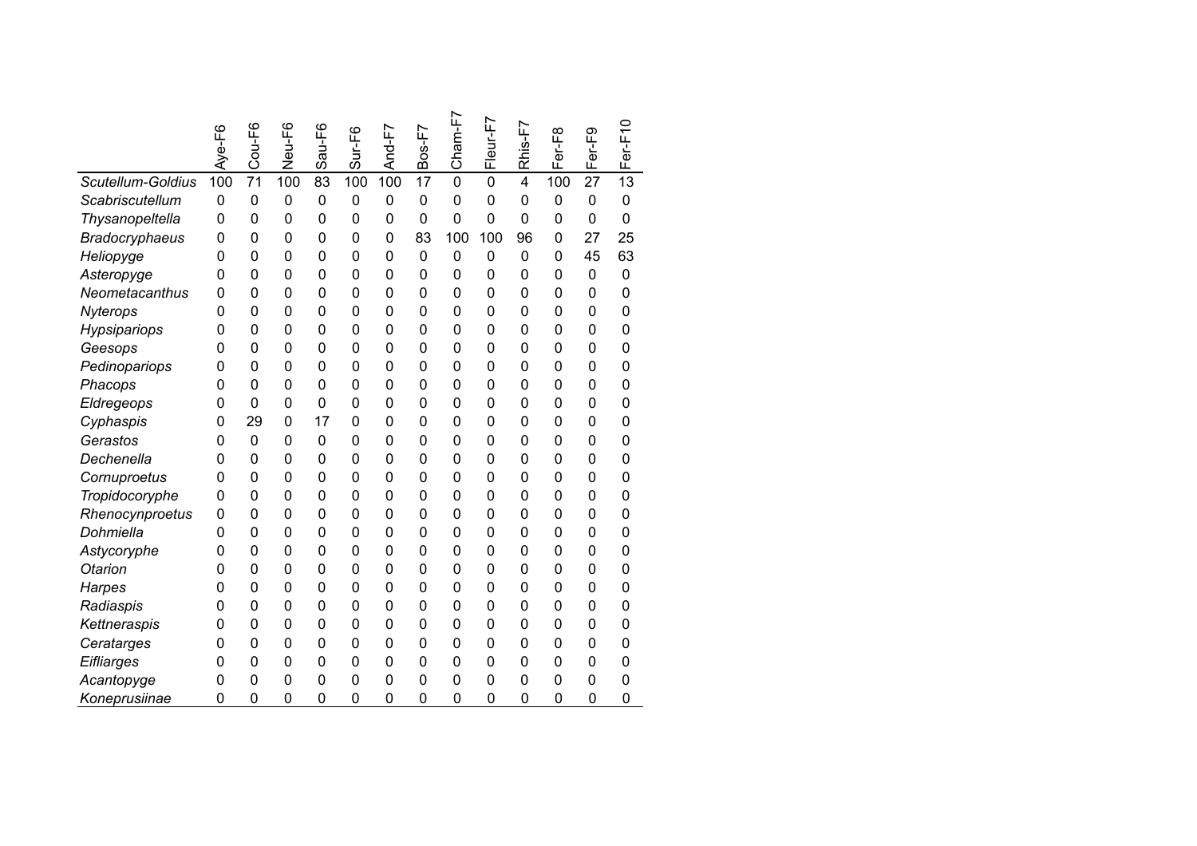| | Aye-F6 | Cou-F6 | Neu-F6 | Sau-F6 | Sur-F6 | And-F7 | Bos-F7 | Cham-F7 | Fleur-F7 | Rhis-F7 | Fer-F8 | Fer-F9 | Fer-F10 |
|---|---|---|---|---|---|---|---|---|---|---|---|---|---|
| *Scutellum-Goldius* | 100 | 71 | 100 | 83 | 100 | 100 | 17 | 0 | 0 | 4 | 100 | 27 | 13 |
| *Scabriscutellum* | 0 | 0 | 0 | 0 | 0 | 0 | 0 | 0 | 0 | 0 | 0 | 0 | 0 |
| *Thysanopeltella* | 0 | 0 | 0 | 0 | 0 | 0 | 0 | 0 | 0 | 0 | 0 | 0 | 0 |
| *Bradocryphaeus* | 0 | 0 | 0 | 0 | 0 | 0 | 83 | 100 | 100 | 96 | 0 | 27 | 25 |
| *Heliopyge* | 0 | 0 | 0 | 0 | 0 | 0 | 0 | 0 | 0 | 0 | 0 | 45 | 63 |
| *Asteropyge* | 0 | 0 | 0 | 0 | 0 | 0 | 0 | 0 | 0 | 0 | 0 | 0 | 0 |
| *Neometacanthus* | 0 | 0 | 0 | 0 | 0 | 0 | 0 | 0 | 0 | 0 | 0 | 0 | 0 |
| *Nyterops* | 0 | 0 | 0 | 0 | 0 | 0 | 0 | 0 | 0 | 0 | 0 | 0 | 0 |
| *Hypsipariops* | 0 | 0 | 0 | 0 | 0 | 0 | 0 | 0 | 0 | 0 | 0 | 0 | 0 |
| *Geesops* | 0 | 0 | 0 | 0 | 0 | 0 | 0 | 0 | 0 | 0 | 0 | 0 | 0 |
| *Pedinopariops* | 0 | 0 | 0 | 0 | 0 | 0 | 0 | 0 | 0 | 0 | 0 | 0 | 0 |
| *Phacops* | 0 | 0 | 0 | 0 | 0 | 0 | 0 | 0 | 0 | 0 | 0 | 0 | 0 |
| *Eldregeops* | 0 | 0 | 0 | 0 | 0 | 0 | 0 | 0 | 0 | 0 | 0 | 0 | 0 |
| *Cyphaspis* | 0 | 29 | 0 | 17 | 0 | 0 | 0 | 0 | 0 | 0 | 0 | 0 | 0 |
| *Gerastos* | 0 | 0 | 0 | 0 | 0 | 0 | 0 | 0 | 0 | 0 | 0 | 0 | 0 |
| *Dechenella* | 0 | 0 | 0 | 0 | 0 | 0 | 0 | 0 | 0 | 0 | 0 | 0 | 0 |
| *Cornuproetus* | 0 | 0 | 0 | 0 | 0 | 0 | 0 | 0 | 0 | 0 | 0 | 0 | 0 |
| *Tropidocoryphe* | 0 | 0 | 0 | 0 | 0 | 0 | 0 | 0 | 0 | 0 | 0 | 0 | 0 |
| *Rhenocynproetus* | 0 | 0 | 0 | 0 | 0 | 0 | 0 | 0 | 0 | 0 | 0 | 0 | 0 |
| *Dohmiella* | 0 | 0 | 0 | 0 | 0 | 0 | 0 | 0 | 0 | 0 | 0 | 0 | 0 |
| *Astycoryphe* | 0 | 0 | 0 | 0 | 0 | 0 | 0 | 0 | 0 | 0 | 0 | 0 | 0 |
| *Otarion* | 0 | 0 | 0 | 0 | 0 | 0 | 0 | 0 | 0 | 0 | 0 | 0 | 0 |
| *Harpes* | 0 | 0 | 0 | 0 | 0 | 0 | 0 | 0 | 0 | 0 | 0 | 0 | 0 |
| *Radiaspis* | 0 | 0 | 0 | 0 | 0 | 0 | 0 | 0 | 0 | 0 | 0 | 0 | 0 |
| *Kettneraspis* | 0 | 0 | 0 | 0 | 0 | 0 | 0 | 0 | 0 | 0 | 0 | 0 | 0 |
| *Ceratarges* | 0 | 0 | 0 | 0 | 0 | 0 | 0 | 0 | 0 | 0 | 0 | 0 | 0 |
| *Eifliarges* | 0 | 0 | 0 | 0 | 0 | 0 | 0 | 0 | 0 | 0 | 0 | 0 | 0 |
| *Acantopyge* | 0 | 0 | 0 | 0 | 0 | 0 | 0 | 0 | 0 | 0 | 0 | 0 | 0 |
| *Koneprusiinae* | 0 | 0 | 0 | 0 | 0 | 0 | 0 | 0 | 0 | 0 | 0 | 0 | 0 |